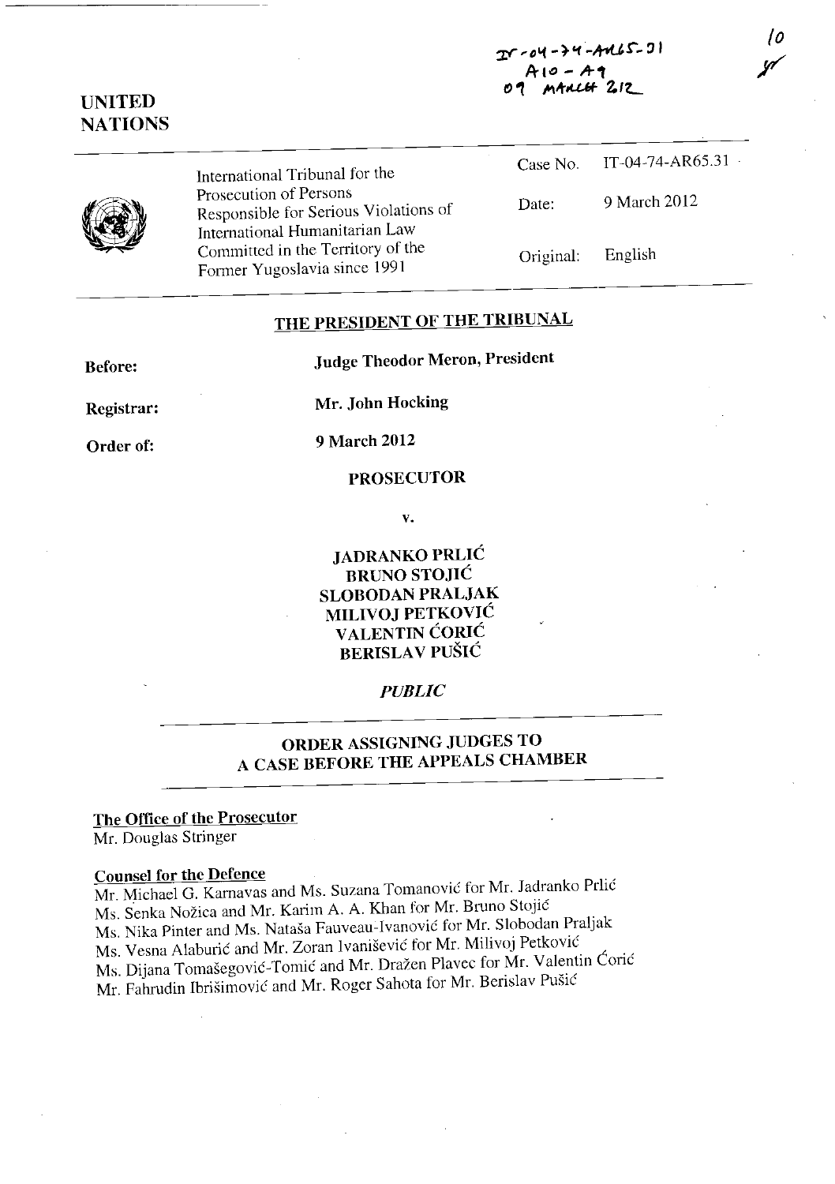IT-04-74-AR65.31
A10 - A9
09 MARCH 2012

10

# UNITED NATIONS

International Tribunal for the Prosecution of Persons Responsible for Serious Violations of International Humanitarian Law Committed in the Territory of the Former Yugoslavia since 1991

Case No. IT-04-74-AR65.31

Date: 9 March 2012

Original: English

## THE PRESIDENT OF THE TRIBUNAL

**Before:** **Judge Theodor Meron, President**

**Registrar:** **Mr. John Hocking**

**Order of:** **9 March 2012**

**PROSECUTOR**

**v.**

**JADRANKO PRLIĆ**
**BRUNO STOJIĆ**
**SLOBODAN PRALJAK**
**MILIVOJ PETKOVIĆ**
**VALENTIN ĆORIĆ**
**BERISLAV PUŠIĆ**

***PUBLIC***

## ORDER ASSIGNING JUDGES TO A CASE BEFORE THE APPEALS CHAMBER

**The Office of the Prosecutor**
Mr. Douglas Stringer

**Counsel for the Defence**
Mr. Michael G. Karnavas and Ms. Suzana Tomanović for Mr. Jadranko Prlić
Ms. Senka Nožica and Mr. Karim A. A. Khan for Mr. Bruno Stojić
Ms. Nika Pinter and Ms. Nataša Fauveau-Ivanović for Mr. Slobodan Praljak
Ms. Vesna Alaburić and Mr. Zoran Ivanišević for Mr. Milivoj Petković
Ms. Dijana Tomašegović-Tomić and Mr. Dražen Plavec for Mr. Valentin Ćorić
Mr. Fahrudin Ibrišimović and Mr. Roger Sahota for Mr. Berislav Pušić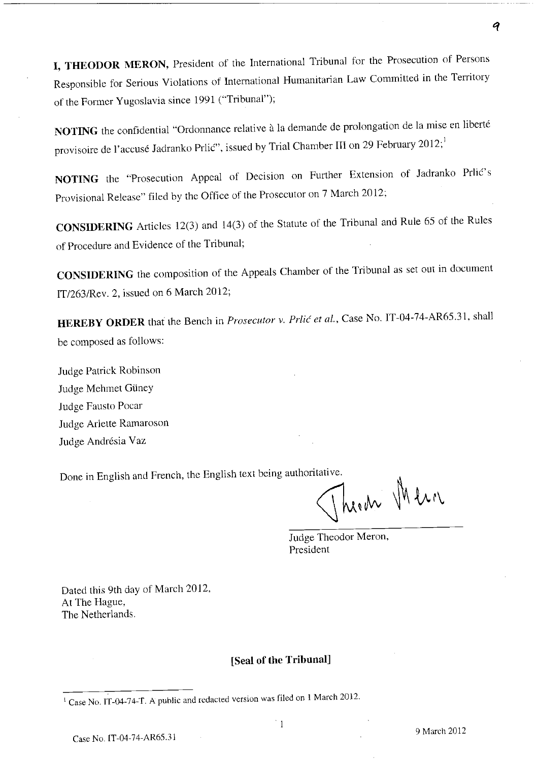**I, THEODOR MERON,** President of the International Tribunal for the Prosecution of Persons Responsible for Serious Violations of International Humanitarian Law Committed in the Territory of the Former Yugoslavia since 1991 ("Tribunal");

**NOTING** the confidential "Ordonnance relative à la demande de prolongation de la mise en liberté provisoire de l'accusé Jadranko Prlić", issued by Trial Chamber III on 29 February 2012;[1]

**NOTING** the "Prosecution Appeal of Decision on Further Extension of Jadranko Prlić's Provisional Release" filed by the Office of the Prosecutor on 7 March 2012;

**CONSIDERING** Articles 12(3) and 14(3) of the Statute of the Tribunal and Rule 65 of the Rules of Procedure and Evidence of the Tribunal;

**CONSIDERING** the composition of the Appeals Chamber of the Tribunal as set out in document IT/263/Rev. 2, issued on 6 March 2012;

**HEREBY ORDER** that the Bench in *Prosecutor v. Prlić et al.*, Case No. IT-04-74-AR65.31, shall be composed as follows:

Judge Patrick Robinson
Judge Mehmet Güney
Judge Fausto Pocar
Judge Arlette Ramaroson
Judge Andrésia Vaz

Done in English and French, the English text being authoritative.

Judge Theodor Meron,
President

Dated this 9th day of March 2012,
At The Hague,
The Netherlands.

**[Seal of the Tribunal]**

[1] Case No. IT-04-74-T. A public and redacted version was filed on 1 March 2012.